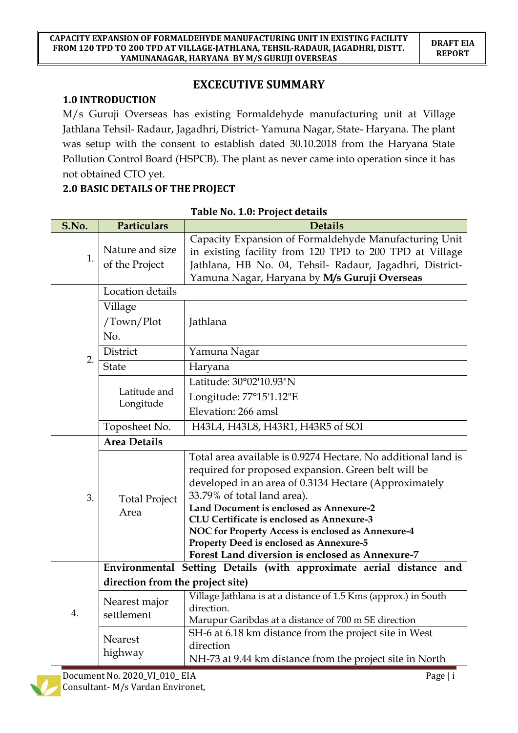# EXCECUTIVE SUMMARY

## 1.0 INTRODUCTION

M/s Guruji Overseas has existing Formaldehyde manufacturing unit at Village Jathlana Tehsil- Radaur, Jagadhri, District- Yamuna Nagar, State- Haryana. The plant was setup with the consent to establish dated 30.10.2018 from the Haryana State Pollution Control Board (HSPCB). The plant as never came into operation since it has not obtained CTO yet.

## 2.0 BASIC DETAILS OF THE PROJECT

**Table No. 1.0: Project details**

| S.No. | Particulars | Details |
|---|---|---|
| 1. | Nature and size of the Project | Capacity Expansion of Formaldehyde Manufacturing Unit in existing facility from 120 TPD to 200 TPD at Village Jathlana, HB No. 04, Tehsil- Radaur, Jagadhri, District- Yamuna Nagar, Haryana by **M/s Guruji Overseas** |
| 2. | Location details | |
| | Village /Town/Plot No. | Jathlana |
| | District | Yamuna Nagar |
| | State | Haryana |
| | Latitude and Longitude | Latitude: 30°02'10.93"N<br>Longitude: 77°15'1.12"E<br>Elevation: 266 amsl |
| | Toposheet No. | H43L4, H43L8, H43R1, H43R5 of SOI |
| 3. | **Area Details** | |
| | Total Project Area | Total area available is 0.9274 Hectare. No additional land is required for proposed expansion. Green belt will be developed in an area of 0.3134 Hectare (Approximately 33.79% of total land area).<br>**Land Document is enclosed as Annexure-2**<br>**CLU Certificate is enclosed as Annexure-3**<br>**NOC for Property Access is enclosed as Annexure-4**<br>**Property Deed is enclosed as Annexure-5**<br>**Forest Land diversion is enclosed as Annexure-7** |
| 4. | **Environmental Setting Details (with approximate aerial distance and direction from the project site)** | |
| | Nearest major settlement | Village Jathlana is at a distance of 1.5 Kms (approx.) in South direction.<br>Marupur Garibdas at a distance of 700 m SE direction |
| | Nearest highway | SH-6 at 6.18 km distance from the project site in West direction<br>NH-73 at 9.44 km distance from the project site in North |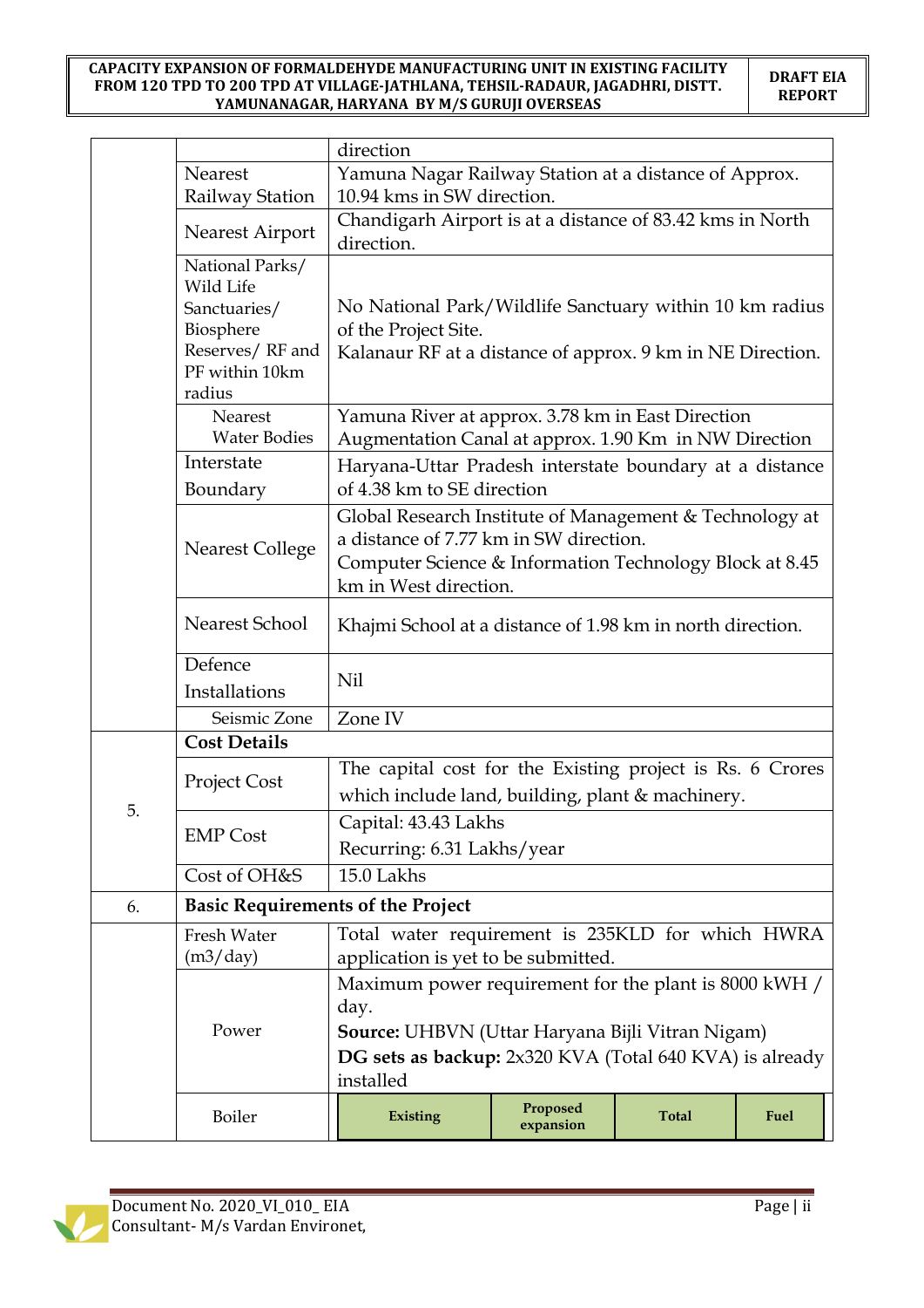| | | |
|---|---|---|
| | | direction |
| | Nearest Railway Station | Yamuna Nagar Railway Station at a distance of Approx. 10.94 kms in SW direction. |
| | Nearest Airport | Chandigarh Airport is at a distance of 83.42 kms in North direction. |
| | National Parks/ Wild Life Sanctuaries/ Biosphere Reserves/ RF and PF within 10km radius | No National Park/Wildlife Sanctuary within 10 km radius of the Project Site.<br>Kalanaur RF at a distance of approx. 9 km in NE Direction. |
| | Nearest Water Bodies | Yamuna River at approx. 3.78 km in East Direction<br>Augmentation Canal at approx. 1.90 Km in NW Direction |
| | Interstate Boundary | Haryana-Uttar Pradesh interstate boundary at a distance of 4.38 km to SE direction |
| | Nearest College | Global Research Institute of Management & Technology at a distance of 7.77 km in SW direction.<br>Computer Science & Information Technology Block at 8.45 km in West direction. |
| | Nearest School | Khajmi School at a distance of 1.98 km in north direction. |
| | Defence Installations | Nil |
| | Seismic Zone | Zone IV |
| 5. | **Cost Details** | |
| | Project Cost | The capital cost for the Existing project is Rs. 6 Crores which include land, building, plant & machinery. |
| | EMP Cost | Capital: 43.43 Lakhs<br>Recurring: 6.31 Lakhs/year |
| | Cost of OH&S | 15.0 Lakhs |
| 6. | **Basic Requirements of the Project** | |
| | Fresh Water (m3/day) | Total water requirement is 235KLD for which HWRA application is yet to be submitted. |
| | Power | Maximum power requirement for the plant is 8000 kWH / day.<br>**Source:** UHBVN (Uttar Haryana Bijli Vitran Nigam)<br>**DG sets as backup:** 2x320 KVA (Total 640 KVA) is already installed |
| | Boiler | **Existing** \| **Proposed expansion** \| **Total** \| **Fuel** |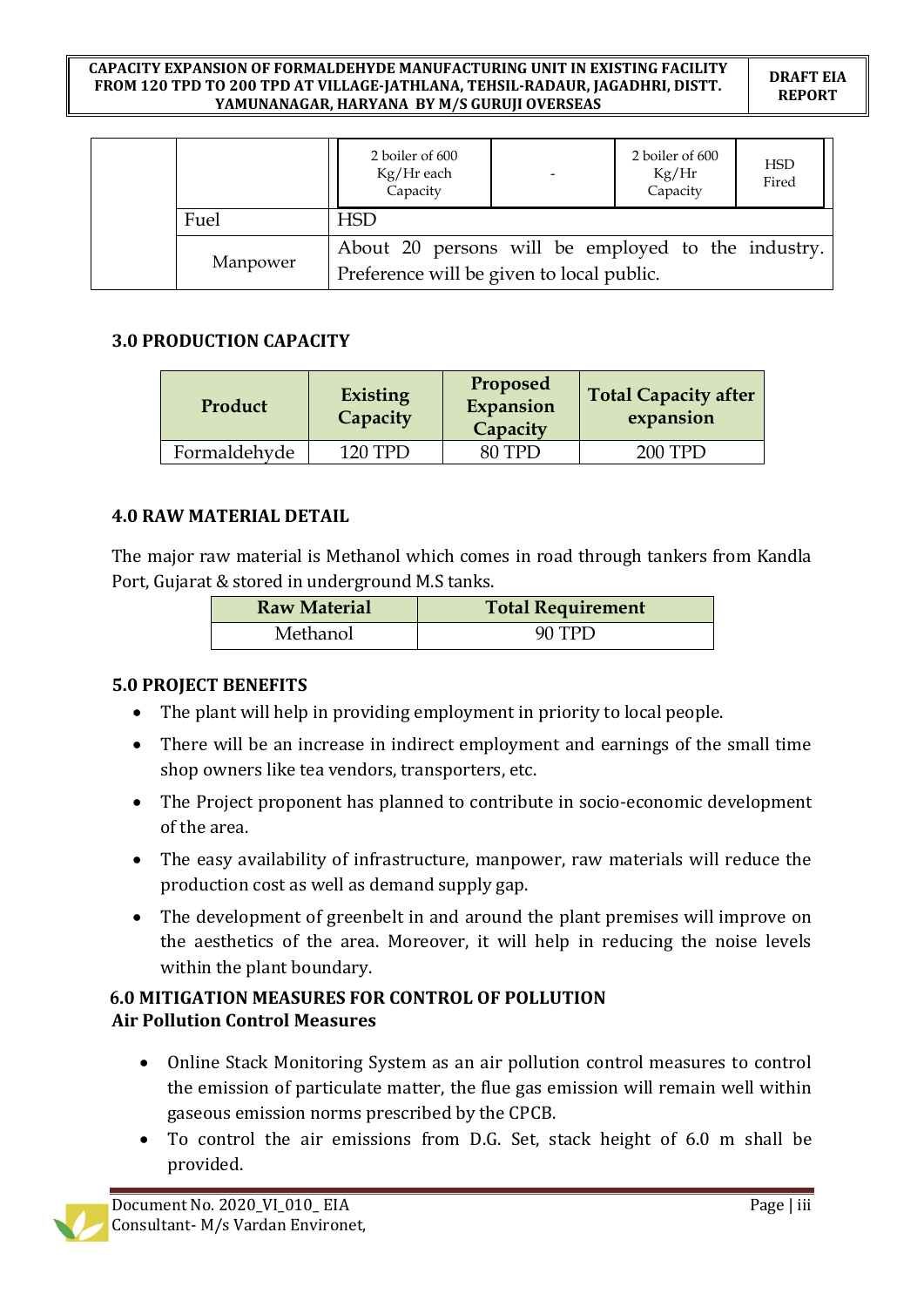| | | 2 boiler of 600 Kg/Hr each Capacity | - | 2 boiler of 600 Kg/Hr Capacity | HSD Fired |
|---|---|---|---|---|---|
| | Fuel | HSD | | | |
| | Manpower | About 20 persons will be employed to the industry. Preference will be given to local public. | | | |

## 3.0 PRODUCTION CAPACITY

| Product | Existing Capacity | Proposed Expansion Capacity | Total Capacity after expansion |
|---|---|---|---|
| Formaldehyde | 120 TPD | 80 TPD | 200 TPD |

## 4.0 RAW MATERIAL DETAIL

The major raw material is Methanol which comes in road through tankers from Kandla Port, Gujarat & stored in underground M.S tanks.

| Raw Material | Total Requirement |
|---|---|
| Methanol | 90 TPD |

## 5.0 PROJECT BENEFITS

- The plant will help in providing employment in priority to local people.
- There will be an increase in indirect employment and earnings of the small time shop owners like tea vendors, transporters, etc.
- The Project proponent has planned to contribute in socio-economic development of the area.
- The easy availability of infrastructure, manpower, raw materials will reduce the production cost as well as demand supply gap.
- The development of greenbelt in and around the plant premises will improve on the aesthetics of the area. Moreover, it will help in reducing the noise levels within the plant boundary.

## 6.0 MITIGATION MEASURES FOR CONTROL OF POLLUTION

### Air Pollution Control Measures

- Online Stack Monitoring System as an air pollution control measures to control the emission of particulate matter, the flue gas emission will remain well within gaseous emission norms prescribed by the CPCB.
- To control the air emissions from D.G. Set, stack height of 6.0 m shall be provided.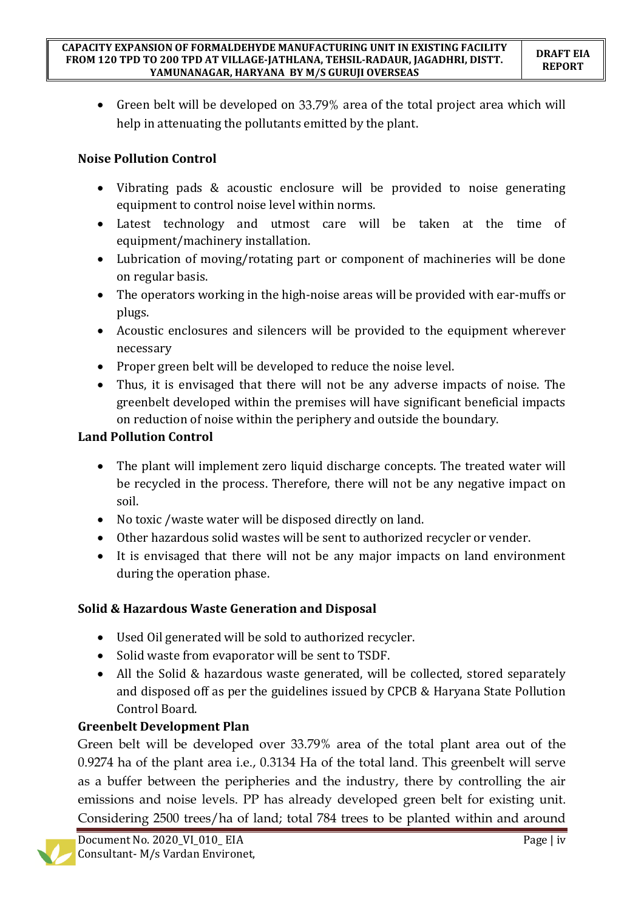- Green belt will be developed on 33.79% area of the total project area which will help in attenuating the pollutants emitted by the plant.

**Noise Pollution Control**

- Vibrating pads & acoustic enclosure will be provided to noise generating equipment to control noise level within norms.
- Latest technology and utmost care will be taken at the time of equipment/machinery installation.
- Lubrication of moving/rotating part or component of machineries will be done on regular basis.
- The operators working in the high-noise areas will be provided with ear-muffs or plugs.
- Acoustic enclosures and silencers will be provided to the equipment wherever necessary
- Proper green belt will be developed to reduce the noise level.
- Thus, it is envisaged that there will not be any adverse impacts of noise. The greenbelt developed within the premises will have significant beneficial impacts on reduction of noise within the periphery and outside the boundary.

**Land Pollution Control**

- The plant will implement zero liquid discharge concepts. The treated water will be recycled in the process. Therefore, there will not be any negative impact on soil.
- No toxic /waste water will be disposed directly on land.
- Other hazardous solid wastes will be sent to authorized recycler or vender.
- It is envisaged that there will not be any major impacts on land environment during the operation phase.

**Solid & Hazardous Waste Generation and Disposal**

- Used Oil generated will be sold to authorized recycler.
- Solid waste from evaporator will be sent to TSDF.
- All the Solid & hazardous waste generated, will be collected, stored separately and disposed off as per the guidelines issued by CPCB & Haryana State Pollution Control Board.

**Greenbelt Development Plan**

Green belt will be developed over 33.79% area of the total plant area out of the 0.9274 ha of the plant area i.e., 0.3134 Ha of the total land. This greenbelt will serve as a buffer between the peripheries and the industry, there by controlling the air emissions and noise levels. PP has already developed green belt for existing unit. Considering 2500 trees/ha of land; total 784 trees to be planted within and around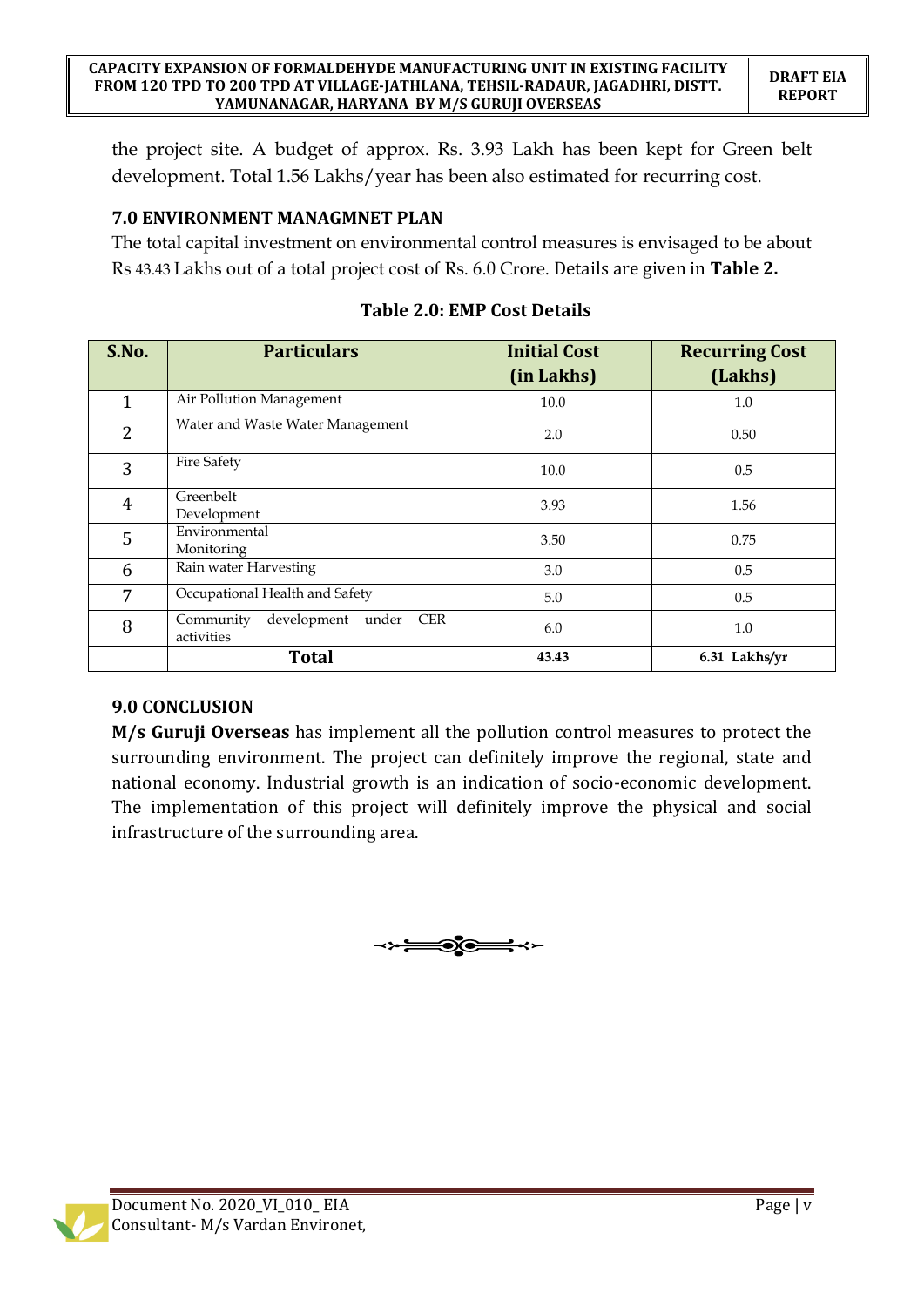the project site. A budget of approx. Rs. 3.93 Lakh has been kept for Green belt development. Total 1.56 Lakhs/year has been also estimated for recurring cost.

### 7.0 ENVIRONMENT MANAGMNET PLAN

The total capital investment on environmental control measures is envisaged to be about Rs 43.43 Lakhs out of a total project cost of Rs. 6.0 Crore. Details are given in **Table 2.**

**Table 2.0: EMP Cost Details**

| S.No. | Particulars | Initial Cost (in Lakhs) | Recurring Cost (Lakhs) |
|---|---|---|---|
| 1 | Air Pollution Management | 10.0 | 1.0 |
| 2 | Water and Waste Water Management | 2.0 | 0.50 |
| 3 | Fire Safety | 10.0 | 0.5 |
| 4 | Greenbelt Development | 3.93 | 1.56 |
| 5 | Environmental Monitoring | 3.50 | 0.75 |
| 6 | Rain water Harvesting | 3.0 | 0.5 |
| 7 | Occupational Health and Safety | 5.0 | 0.5 |
| 8 | Community development under CER activities | 6.0 | 1.0 |
| | **Total** | **43.43** | **6.31 Lakhs/yr** |

### 9.0 CONCLUSION

**M/s Guruji Overseas** has implement all the pollution control measures to protect the surrounding environment. The project can definitely improve the regional, state and national economy. Industrial growth is an indication of socio-economic development. The implementation of this project will definitely improve the physical and social infrastructure of the surrounding area.